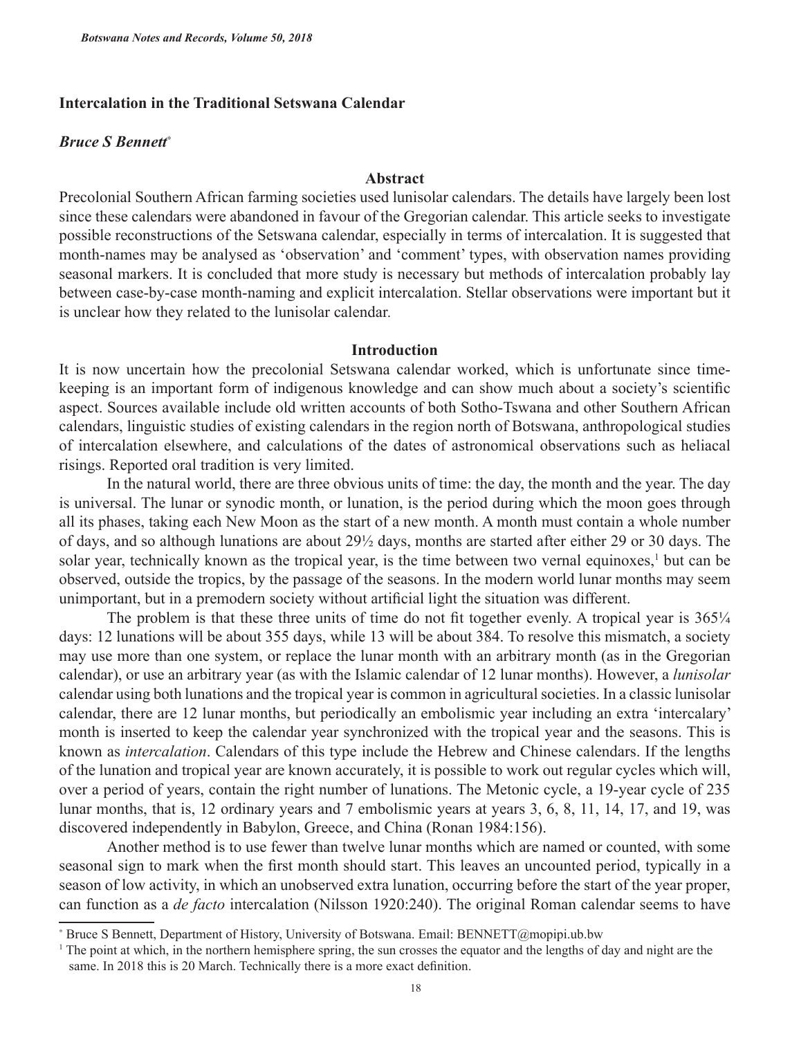# Intercalation in the Traditional Setswana Calendar

***Bruce S Bennett*** [*]

## Abstract

Precolonial Southern African farming societies used lunisolar calendars. The details have largely been lost since these calendars were abandoned in favour of the Gregorian calendar. This article seeks to investigate possible reconstructions of the Setswana calendar, especially in terms of intercalation. It is suggested that month-names may be analysed as 'observation' and 'comment' types, with observation names providing seasonal markers. It is concluded that more study is necessary but methods of intercalation probably lay between case-by-case month-naming and explicit intercalation. Stellar observations were important but it is unclear how they related to the lunisolar calendar.

## Introduction

It is now uncertain how the precolonial Setswana calendar worked, which is unfortunate since time-keeping is an important form of indigenous knowledge and can show much about a society's scientific aspect. Sources available include old written accounts of both Sotho-Tswana and other Southern African calendars, linguistic studies of existing calendars in the region north of Botswana, anthropological studies of intercalation elsewhere, and calculations of the dates of astronomical observations such as heliacal risings. Reported oral tradition is very limited.

In the natural world, there are three obvious units of time: the day, the month and the year. The day is universal. The lunar or synodic month, or lunation, is the period during which the moon goes through all its phases, taking each New Moon as the start of a new month. A month must contain a whole number of days, and so although lunations are about 29½ days, months are started after either 29 or 30 days. The solar year, technically known as the tropical year, is the time between two vernal equinoxes,[1] but can be observed, outside the tropics, by the passage of the seasons. In the modern world lunar months may seem unimportant, but in a premodern society without artificial light the situation was different.

The problem is that these three units of time do not fit together evenly. A tropical year is 365¼ days: 12 lunations will be about 355 days, while 13 will be about 384. To resolve this mismatch, a society may use more than one system, or replace the lunar month with an arbitrary month (as in the Gregorian calendar), or use an arbitrary year (as with the Islamic calendar of 12 lunar months). However, a *lunisolar* calendar using both lunations and the tropical year is common in agricultural societies. In a classic lunisolar calendar, there are 12 lunar months, but periodically an embolismic year including an extra 'intercalary' month is inserted to keep the calendar year synchronized with the tropical year and the seasons. This is known as *intercalation*. Calendars of this type include the Hebrew and Chinese calendars. If the lengths of the lunation and tropical year are known accurately, it is possible to work out regular cycles which will, over a period of years, contain the right number of lunations. The Metonic cycle, a 19-year cycle of 235 lunar months, that is, 12 ordinary years and 7 embolismic years at years 3, 6, 8, 11, 14, 17, and 19, was discovered independently in Babylon, Greece, and China (Ronan 1984:156).

Another method is to use fewer than twelve lunar months which are named or counted, with some seasonal sign to mark when the first month should start. This leaves an uncounted period, typically in a season of low activity, in which an unobserved extra lunation, occurring before the start of the year proper, can function as a *de facto* intercalation (Nilsson 1920:240). The original Roman calendar seems to have

---

[*] Bruce S Bennett, Department of History, University of Botswana. Email: BENNETT@mopipi.ub.bw

[1] The point at which, in the northern hemisphere spring, the sun crosses the equator and the lengths of day and night are the same. In 2018 this is 20 March. Technically there is a more exact definition.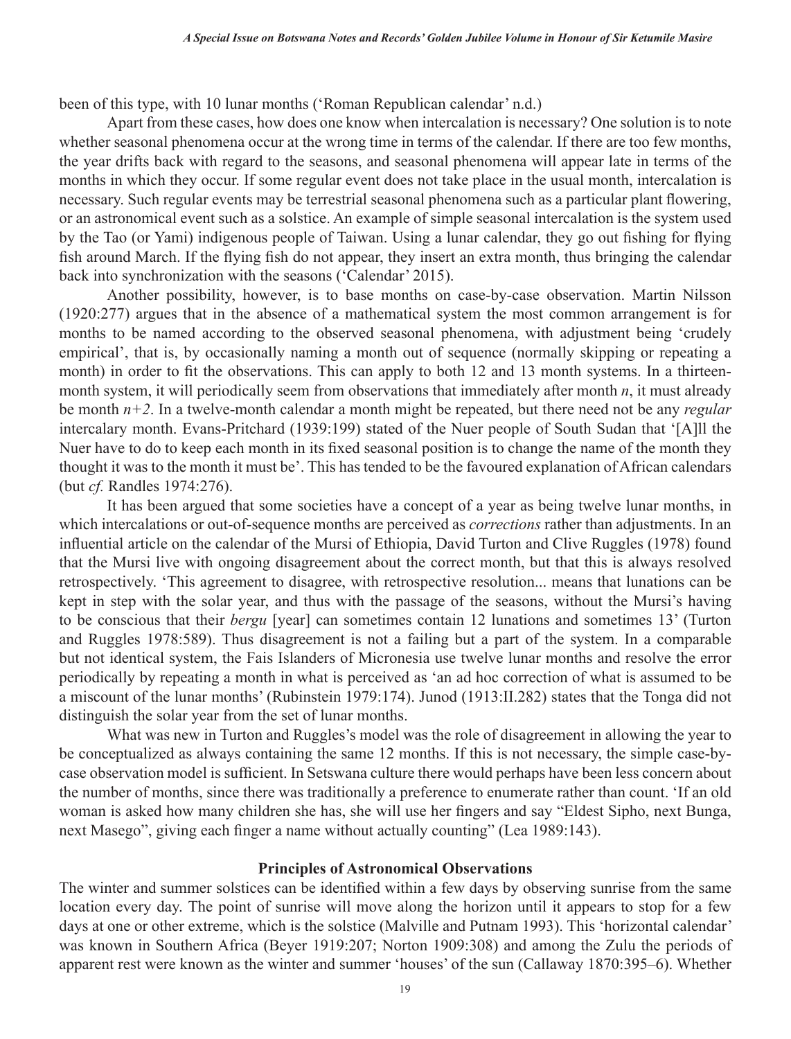been of this type, with 10 lunar months ('Roman Republican calendar' n.d.)

Apart from these cases, how does one know when intercalation is necessary? One solution is to note whether seasonal phenomena occur at the wrong time in terms of the calendar. If there are too few months, the year drifts back with regard to the seasons, and seasonal phenomena will appear late in terms of the months in which they occur. If some regular event does not take place in the usual month, intercalation is necessary. Such regular events may be terrestrial seasonal phenomena such as a particular plant flowering, or an astronomical event such as a solstice. An example of simple seasonal intercalation is the system used by the Tao (or Yami) indigenous people of Taiwan. Using a lunar calendar, they go out fishing for flying fish around March. If the flying fish do not appear, they insert an extra month, thus bringing the calendar back into synchronization with the seasons ('Calendar' 2015).

Another possibility, however, is to base months on case-by-case observation. Martin Nilsson (1920:277) argues that in the absence of a mathematical system the most common arrangement is for months to be named according to the observed seasonal phenomena, with adjustment being 'crudely empirical', that is, by occasionally naming a month out of sequence (normally skipping or repeating a month) in order to fit the observations. This can apply to both 12 and 13 month systems. In a thirteen-month system, it will periodically seem from observations that immediately after month $n$, it must already be month $n+2$. In a twelve-month calendar a month might be repeated, but there need not be any *regular* intercalary month. Evans-Pritchard (1939:199) stated of the Nuer people of South Sudan that '[A]ll the Nuer have to do to keep each month in its fixed seasonal position is to change the name of the month they thought it was to the month it must be'. This has tended to be the favoured explanation of African calendars (but *cf.* Randles 1974:276).

It has been argued that some societies have a concept of a year as being twelve lunar months, in which intercalations or out-of-sequence months are perceived as *corrections* rather than adjustments. In an influential article on the calendar of the Mursi of Ethiopia, David Turton and Clive Ruggles (1978) found that the Mursi live with ongoing disagreement about the correct month, but that this is always resolved retrospectively. 'This agreement to disagree, with retrospective resolution... means that lunations can be kept in step with the solar year, and thus with the passage of the seasons, without the Mursi's having to be conscious that their *bergu* [year] can sometimes contain 12 lunations and sometimes 13' (Turton and Ruggles 1978:589). Thus disagreement is not a failing but a part of the system. In a comparable but not identical system, the Fais Islanders of Micronesia use twelve lunar months and resolve the error periodically by repeating a month in what is perceived as 'an ad hoc correction of what is assumed to be a miscount of the lunar months' (Rubinstein 1979:174). Junod (1913:II.282) states that the Tonga did not distinguish the solar year from the set of lunar months.

What was new in Turton and Ruggles's model was the role of disagreement in allowing the year to be conceptualized as always containing the same 12 months. If this is not necessary, the simple case-by-case observation model is sufficient. In Setswana culture there would perhaps have been less concern about the number of months, since there was traditionally a preference to enumerate rather than count. 'If an old woman is asked how many children she has, she will use her fingers and say "Eldest Sipho, next Bunga, next Masego", giving each finger a name without actually counting" (Lea 1989:143).

## Principles of Astronomical Observations

The winter and summer solstices can be identified within a few days by observing sunrise from the same location every day. The point of sunrise will move along the horizon until it appears to stop for a few days at one or other extreme, which is the solstice (Malville and Putnam 1993). This 'horizontal calendar' was known in Southern Africa (Beyer 1919:207; Norton 1909:308) and among the Zulu the periods of apparent rest were known as the winter and summer 'houses' of the sun (Callaway 1870:395–6). Whether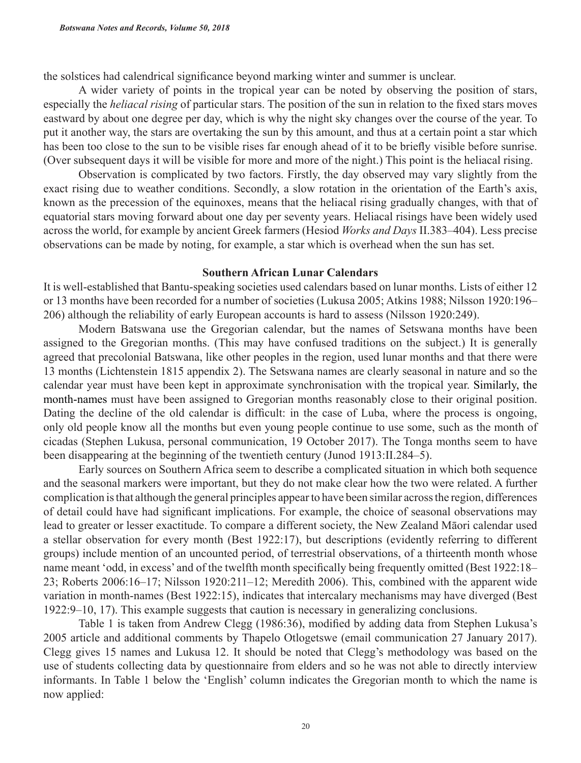the solstices had calendrical significance beyond marking winter and summer is unclear.

A wider variety of points in the tropical year can be noted by observing the position of stars, especially the *heliacal rising* of particular stars. The position of the sun in relation to the fixed stars moves eastward by about one degree per day, which is why the night sky changes over the course of the year. To put it another way, the stars are overtaking the sun by this amount, and thus at a certain point a star which has been too close to the sun to be visible rises far enough ahead of it to be briefly visible before sunrise. (Over subsequent days it will be visible for more and more of the night.) This point is the heliacal rising.

Observation is complicated by two factors. Firstly, the day observed may vary slightly from the exact rising due to weather conditions. Secondly, a slow rotation in the orientation of the Earth's axis, known as the precession of the equinoxes, means that the heliacal rising gradually changes, with that of equatorial stars moving forward about one day per seventy years. Heliacal risings have been widely used across the world, for example by ancient Greek farmers (Hesiod *Works and Days* II.383–404). Less precise observations can be made by noting, for example, a star which is overhead when the sun has set.

## Southern African Lunar Calendars

It is well-established that Bantu-speaking societies used calendars based on lunar months. Lists of either 12 or 13 months have been recorded for a number of societies (Lukusa 2005; Atkins 1988; Nilsson 1920:196–206) although the reliability of early European accounts is hard to assess (Nilsson 1920:249).

Modern Batswana use the Gregorian calendar, but the names of Setswana months have been assigned to the Gregorian months. (This may have confused traditions on the subject.) It is generally agreed that precolonial Batswana, like other peoples in the region, used lunar months and that there were 13 months (Lichtenstein 1815 appendix 2). The Setswana names are clearly seasonal in nature and so the calendar year must have been kept in approximate synchronisation with the tropical year. Similarly, the month-names must have been assigned to Gregorian months reasonably close to their original position. Dating the decline of the old calendar is difficult: in the case of Luba, where the process is ongoing, only old people know all the months but even young people continue to use some, such as the month of cicadas (Stephen Lukusa, personal communication, 19 October 2017). The Tonga months seem to have been disappearing at the beginning of the twentieth century (Junod 1913:II.284–5).

Early sources on Southern Africa seem to describe a complicated situation in which both sequence and the seasonal markers were important, but they do not make clear how the two were related. A further complication is that although the general principles appear to have been similar across the region, differences of detail could have had significant implications. For example, the choice of seasonal observations may lead to greater or lesser exactitude. To compare a different society, the New Zealand Māori calendar used a stellar observation for every month (Best 1922:17), but descriptions (evidently referring to different groups) include mention of an uncounted period, of terrestrial observations, of a thirteenth month whose name meant 'odd, in excess' and of the twelfth month specifically being frequently omitted (Best 1922:18–23; Roberts 2006:16–17; Nilsson 1920:211–12; Meredith 2006). This, combined with the apparent wide variation in month-names (Best 1922:15), indicates that intercalary mechanisms may have diverged (Best 1922:9–10, 17). This example suggests that caution is necessary in generalizing conclusions.

Table 1 is taken from Andrew Clegg (1986:36), modified by adding data from Stephen Lukusa's 2005 article and additional comments by Thapelo Otlogetswe (email communication 27 January 2017). Clegg gives 15 names and Lukusa 12. It should be noted that Clegg's methodology was based on the use of students collecting data by questionnaire from elders and so he was not able to directly interview informants. In Table 1 below the 'English' column indicates the Gregorian month to which the name is now applied: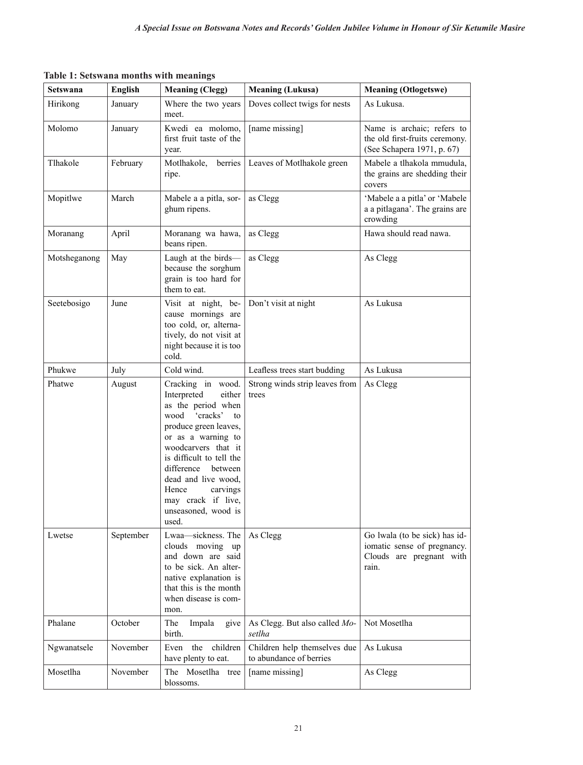**Table 1: Setswana months with meanings**

| Setswana | English | Meaning (Clegg) | Meaning (Lukusa) | Meaning (Otlogetswe) |
|---|---|---|---|---|
| Hirikong | January | Where the two years meet. | Doves collect twigs for nests | As Lukusa. |
| Molomo | January | Kwedi ea molomo, first fruit taste of the year. | [name missing] | Name is archaic; refers to the old first-fruits ceremony. (See Schapera 1971, p. 67) |
| Tlhakole | February | Motlhakole, berries ripe. | Leaves of Motlhakole green | Mabele a tlhakola mmudula, the grains are shedding their covers |
| Mopitlwe | March | Mabele a a pitla, sorghum ripens. | as Clegg | 'Mabele a a pitla' or 'Mabele a a pitlagana'. The grains are crowding |
| Moranang | April | Moranang wa hawa, beans ripen. | as Clegg | Hawa should read nawa. |
| Motsheganong | May | Laugh at the birds—because the sorghum grain is too hard for them to eat. | as Clegg | As Clegg |
| Seetebosigo | June | Visit at night, because mornings are too cold, or, alternatively, do not visit at night because it is too cold. | Don't visit at night | As Lukusa |
| Phukwe | July | Cold wind. | Leafless trees start budding | As Lukusa |
| Phatwe | August | Cracking in wood. Interpreted either as the period when wood 'cracks' to produce green leaves, or as a warning to woodcarvers that it is difficult to tell the difference between dead and live wood, Hence carvings may crack if live, unseasoned, wood is used. | Strong winds strip leaves from trees | As Clegg |
| Lwetse | September | Lwaa—sickness. The clouds moving up and down are said to be sick. An alternative explanation is that this is the month when disease is common. | As Clegg | Go lwala (to be sick) has idiomatic sense of pregnancy. Clouds are pregnant with rain. |
| Phalane | October | The Impala give birth. | As Clegg. But also called *Mosetlha* | Not Mosetlha |
| Ngwanatsele | November | Even the children have plenty to eat. | Children help themselves due to abundance of berries | As Lukusa |
| Mosetlha | November | The Mosetlha tree blossoms. | [name missing] | As Clegg |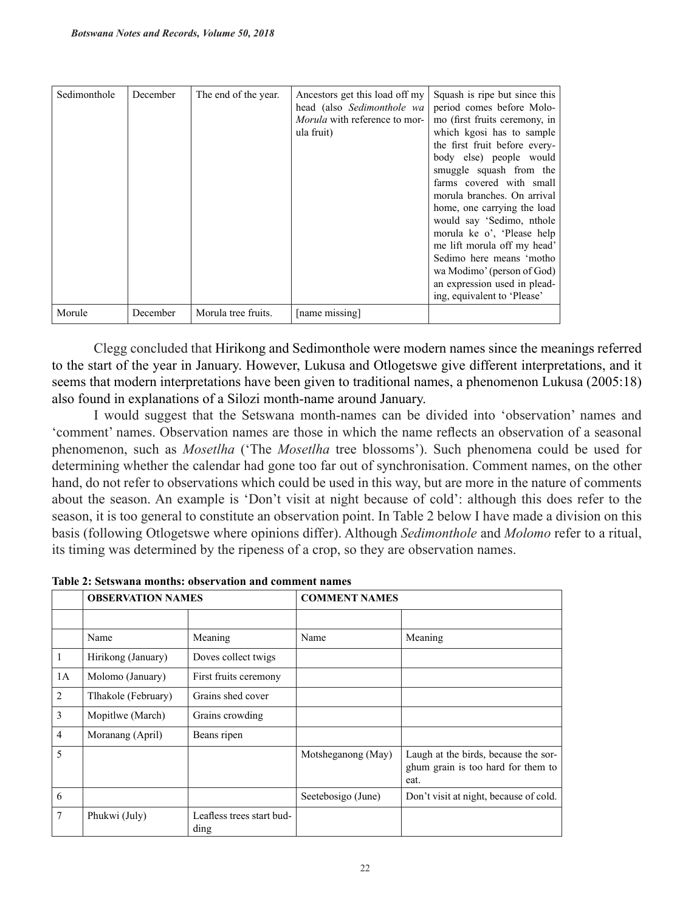| Sedimonthole | December | The end of the year. | Ancestors get this load off my head (also *Sedimonthole wa Morula* with reference to morula fruit) | Squash is ripe but since this period comes before Molomo (first fruits ceremony, in which kgosi has to sample the first fruit before everybody else) people would smuggle squash from the farms covered with small morula branches. On arrival home, one carrying the load would say 'Sedimo, nthole morula ke o', 'Please help me lift morula off my head' Sedimo here means 'motho wa Modimo' (person of God) an expression used in pleading, equivalent to 'Please' |
|---|---|---|---|---|
| Morule | December | Morula tree fruits. | [name missing] | |

Clegg concluded that Hirikong and Sedimonthole were modern names since the meanings referred to the start of the year in January. However, Lukusa and Otlogetswe give different interpretations, and it seems that modern interpretations have been given to traditional names, a phenomenon Lukusa (2005:18) also found in explanations of a Silozi month-name around January.

I would suggest that the Setswana month-names can be divided into 'observation' names and 'comment' names. Observation names are those in which the name reflects an observation of a seasonal phenomenon, such as *Mosetlha* ('The *Mosetlha* tree blossoms'). Such phenomena could be used for determining whether the calendar had gone too far out of synchronisation. Comment names, on the other hand, do not refer to observations which could be used in this way, but are more in the nature of comments about the season. An example is 'Don't visit at night because of cold': although this does refer to the season, it is too general to constitute an observation point. In Table 2 below I have made a division on this basis (following Otlogetswe where opinions differ). Although *Sedimonthole* and *Molomo* refer to a ritual, its timing was determined by the ripeness of a crop, so they are observation names.

**Table 2: Setswana months: observation and comment names**

| | **OBSERVATION NAMES** | | **COMMENT NAMES** | |
|---|---|---|---|---|
| | | | | |
| | Name | Meaning | Name | Meaning |
| 1 | Hirikong (January) | Doves collect twigs | | |
| 1A | Molomo (January) | First fruits ceremony | | |
| 2 | Tlhakole (February) | Grains shed cover | | |
| 3 | Mopitlwe (March) | Grains crowding | | |
| 4 | Moranang (April) | Beans ripen | | |
| 5 | | | Motsheganong (May) | Laugh at the birds, because the sorghum grain is too hard for them to eat. |
| 6 | | | Seetebosigo (June) | Don't visit at night, because of cold. |
| 7 | Phukwi (July) | Leafless trees start budding | | |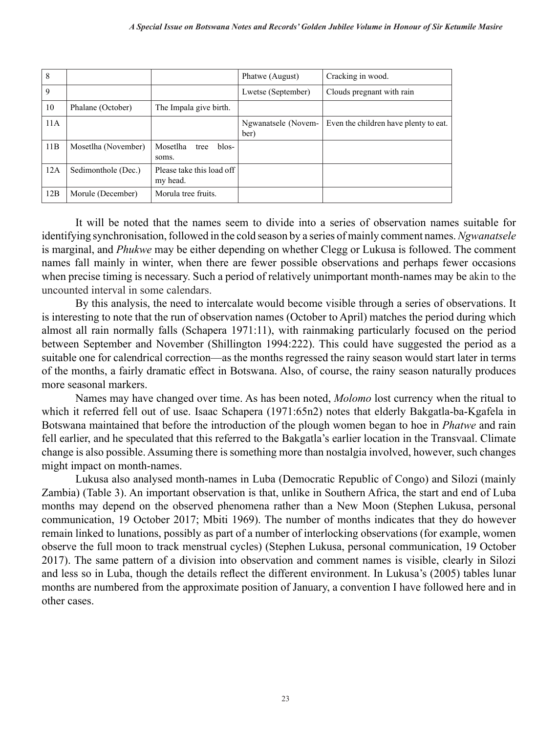| 8 | | | Phatwe (August) | Cracking in wood. |
|---|---|---|---|---|
| 9 | | | Lwetse (September) | Clouds pregnant with rain |
| 10 | Phalane (October) | The Impala give birth. | | |
| 11A | | | Ngwanatsele (November) | Even the children have plenty to eat. |
| 11B | Mosetlha (November) | Mosetlha tree blossoms. | | |
| 12A | Sedimonthole (Dec.) | Please take this load off my head. | | |
| 12B | Morule (December) | Morula tree fruits. | | |

It will be noted that the names seem to divide into a series of observation names suitable for identifying synchronisation, followed in the cold season by a series of mainly comment names. *Ngwanatsele* is marginal, and *Phukwe* may be either depending on whether Clegg or Lukusa is followed. The comment names fall mainly in winter, when there are fewer possible observations and perhaps fewer occasions when precise timing is necessary. Such a period of relatively unimportant month-names may be akin to the uncounted interval in some calendars.

By this analysis, the need to intercalate would become visible through a series of observations. It is interesting to note that the run of observation names (October to April) matches the period during which almost all rain normally falls (Schapera 1971:11), with rainmaking particularly focused on the period between September and November (Shillington 1994:222). This could have suggested the period as a suitable one for calendrical correction—as the months regressed the rainy season would start later in terms of the months, a fairly dramatic effect in Botswana. Also, of course, the rainy season naturally produces more seasonal markers.

Names may have changed over time. As has been noted, *Molomo* lost currency when the ritual to which it referred fell out of use. Isaac Schapera (1971:65n2) notes that elderly Bakgatla-ba-Kgafela in Botswana maintained that before the introduction of the plough women began to hoe in *Phatwe* and rain fell earlier, and he speculated that this referred to the Bakgatla's earlier location in the Transvaal. Climate change is also possible. Assuming there is something more than nostalgia involved, however, such changes might impact on month-names.

Lukusa also analysed month-names in Luba (Democratic Republic of Congo) and Silozi (mainly Zambia) (Table 3). An important observation is that, unlike in Southern Africa, the start and end of Luba months may depend on the observed phenomena rather than a New Moon (Stephen Lukusa, personal communication, 19 October 2017; Mbiti 1969). The number of months indicates that they do however remain linked to lunations, possibly as part of a number of interlocking observations (for example, women observe the full moon to track menstrual cycles) (Stephen Lukusa, personal communication, 19 October 2017). The same pattern of a division into observation and comment names is visible, clearly in Silozi and less so in Luba, though the details reflect the different environment. In Lukusa's (2005) tables lunar months are numbered from the approximate position of January, a convention I have followed here and in other cases.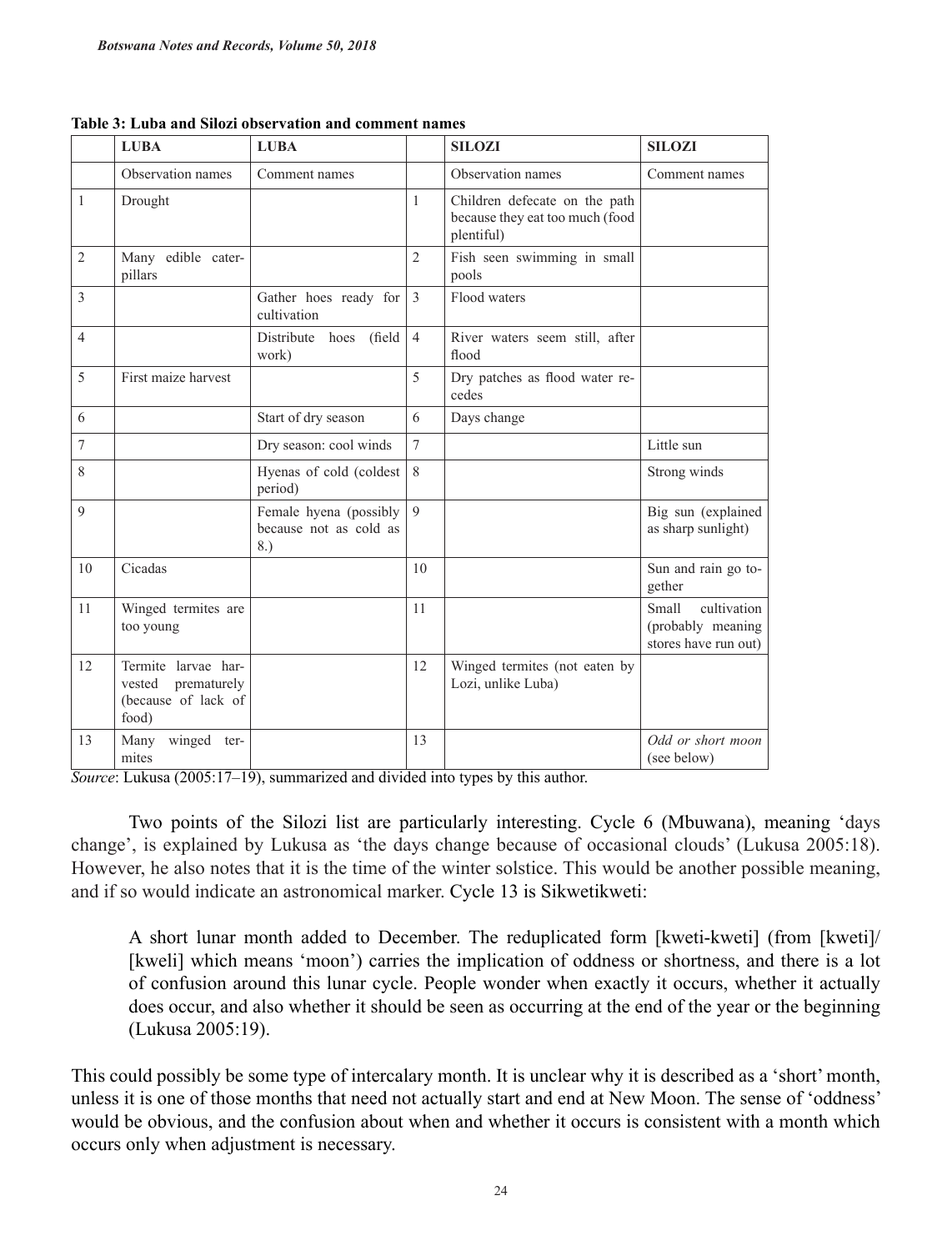**Table 3: Luba and Silozi observation and comment names**

| | LUBA | LUBA | | SILOZI | SILOZI |
|---|---|---|---|---|---|
| | Observation names | Comment names | | Observation names | Comment names |
| 1 | Drought | | 1 | Children defecate on the path because they eat too much (food plentiful) | |
| 2 | Many edible caterpillars | | 2 | Fish seen swimming in small pools | |
| 3 | | Gather hoes ready for cultivation | 3 | Flood waters | |
| 4 | | Distribute hoes (field work) | 4 | River waters seem still, after flood | |
| 5 | First maize harvest | | 5 | Dry patches as flood water recedes | |
| 6 | | Start of dry season | 6 | Days change | |
| 7 | | Dry season: cool winds | 7 | | Little sun |
| 8 | | Hyenas of cold (coldest period) | 8 | | Strong winds |
| 9 | | Female hyena (possibly because not as cold as 8.) | 9 | | Big sun (explained as sharp sunlight) |
| 10 | Cicadas | | 10 | | Sun and rain go together |
| 11 | Winged termites are too young | | 11 | | Small cultivation (probably meaning stores have run out) |
| 12 | Termite larvae harvested prematurely (because of lack of food) | | 12 | Winged termites (not eaten by Lozi, unlike Luba) | |
| 13 | Many winged termites | | 13 | | *Odd or short moon* (see below) |

*Source*: Lukusa (2005:17–19), summarized and divided into types by this author.

Two points of the Silozi list are particularly interesting. Cycle 6 (Mbuwana), meaning 'days change', is explained by Lukusa as 'the days change because of occasional clouds' (Lukusa 2005:18). However, he also notes that it is the time of the winter solstice. This would be another possible meaning, and if so would indicate an astronomical marker. Cycle 13 is Sikwetikweti:

> A short lunar month added to December. The reduplicated form [kweti-kweti] (from [kweti]/[kweli] which means 'moon') carries the implication of oddness or shortness, and there is a lot of confusion around this lunar cycle. People wonder when exactly it occurs, whether it actually does occur, and also whether it should be seen as occurring at the end of the year or the beginning (Lukusa 2005:19).

This could possibly be some type of intercalary month. It is unclear why it is described as a 'short' month, unless it is one of those months that need not actually start and end at New Moon. The sense of 'oddness' would be obvious, and the confusion about when and whether it occurs is consistent with a month which occurs only when adjustment is necessary.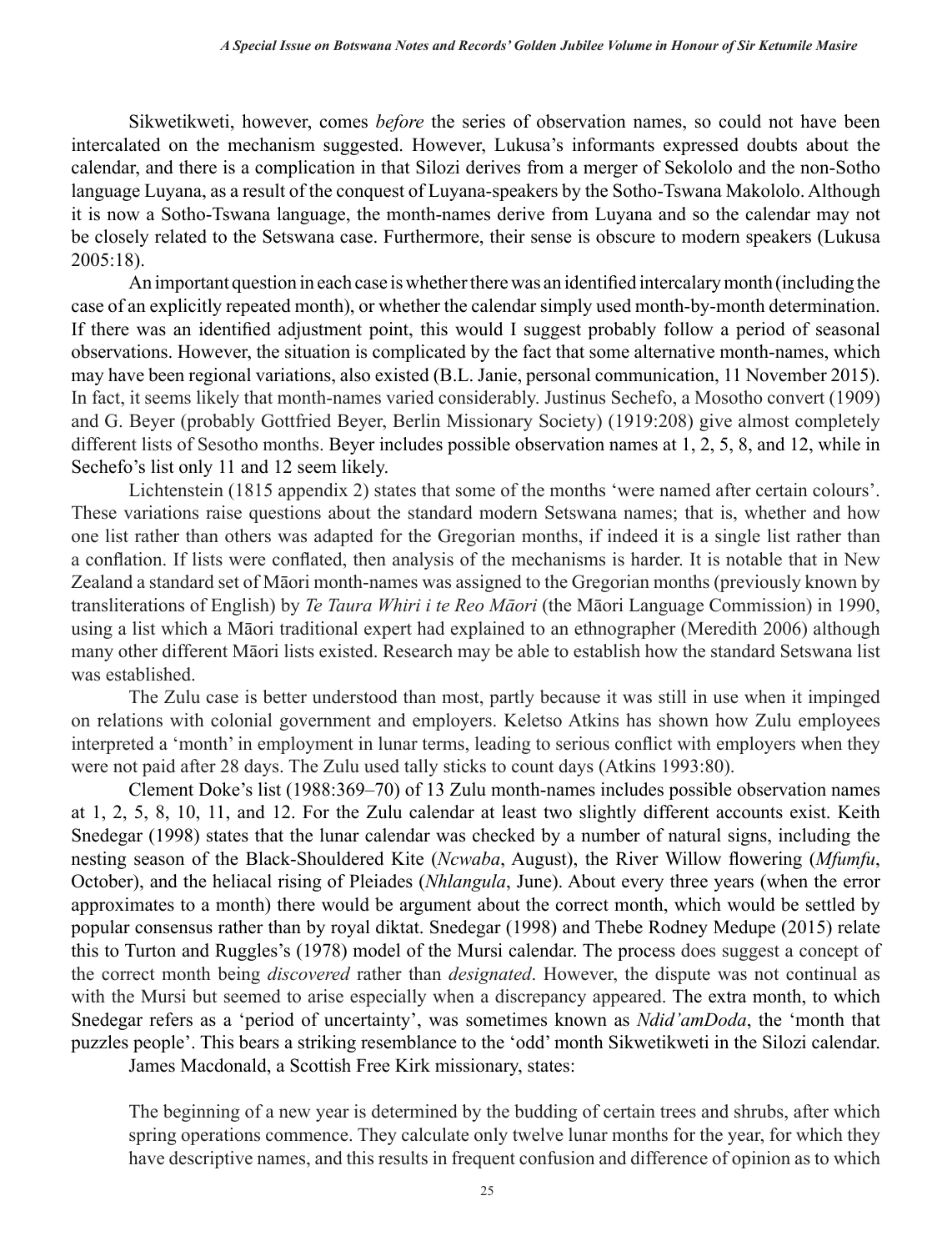Sikwetikweti, however, comes *before* the series of observation names, so could not have been intercalated on the mechanism suggested. However, Lukusa's informants expressed doubts about the calendar, and there is a complication in that Silozi derives from a merger of Sekololo and the non-Sotho language Luyana, as a result of the conquest of Luyana-speakers by the Sotho-Tswana Makololo. Although it is now a Sotho-Tswana language, the month-names derive from Luyana and so the calendar may not be closely related to the Setswana case. Furthermore, their sense is obscure to modern speakers (Lukusa 2005:18).

An important question in each case is whether there was an identified intercalary month (including the case of an explicitly repeated month), or whether the calendar simply used month-by-month determination. If there was an identified adjustment point, this would I suggest probably follow a period of seasonal observations. However, the situation is complicated by the fact that some alternative month-names, which may have been regional variations, also existed (B.L. Janie, personal communication, 11 November 2015). In fact, it seems likely that month-names varied considerably. Justinus Sechefo, a Mosotho convert (1909) and G. Beyer (probably Gottfried Beyer, Berlin Missionary Society) (1919:208) give almost completely different lists of Sesotho months. Beyer includes possible observation names at 1, 2, 5, 8, and 12, while in Sechefo's list only 11 and 12 seem likely.

Lichtenstein (1815 appendix 2) states that some of the months 'were named after certain colours'. These variations raise questions about the standard modern Setswana names; that is, whether and how one list rather than others was adapted for the Gregorian months, if indeed it is a single list rather than a conflation. If lists were conflated, then analysis of the mechanisms is harder. It is notable that in New Zealand a standard set of Māori month-names was assigned to the Gregorian months (previously known by transliterations of English) by *Te Taura Whiri i te Reo Māori* (the Māori Language Commission) in 1990, using a list which a Māori traditional expert had explained to an ethnographer (Meredith 2006) although many other different Māori lists existed. Research may be able to establish how the standard Setswana list was established.

The Zulu case is better understood than most, partly because it was still in use when it impinged on relations with colonial government and employers. Keletso Atkins has shown how Zulu employees interpreted a 'month' in employment in lunar terms, leading to serious conflict with employers when they were not paid after 28 days. The Zulu used tally sticks to count days (Atkins 1993:80).

Clement Doke's list (1988:369–70) of 13 Zulu month-names includes possible observation names at 1, 2, 5, 8, 10, 11, and 12. For the Zulu calendar at least two slightly different accounts exist. Keith Snedegar (1998) states that the lunar calendar was checked by a number of natural signs, including the nesting season of the Black-Shouldered Kite (*Ncwaba*, August), the River Willow flowering (*Mfumfu*, October), and the heliacal rising of Pleiades (*Nhlangula*, June). About every three years (when the error approximates to a month) there would be argument about the correct month, which would be settled by popular consensus rather than by royal diktat. Snedegar (1998) and Thebe Rodney Medupe (2015) relate this to Turton and Ruggles's (1978) model of the Mursi calendar. The process does suggest a concept of the correct month being *discovered* rather than *designated*. However, the dispute was not continual as with the Mursi but seemed to arise especially when a discrepancy appeared. The extra month, to which Snedegar refers as a 'period of uncertainty', was sometimes known as *Ndid'amDoda*, the 'month that puzzles people'. This bears a striking resemblance to the 'odd' month Sikwetikweti in the Silozi calendar.

James Macdonald, a Scottish Free Kirk missionary, states:

> The beginning of a new year is determined by the budding of certain trees and shrubs, after which spring operations commence. They calculate only twelve lunar months for the year, for which they have descriptive names, and this results in frequent confusion and difference of opinion as to which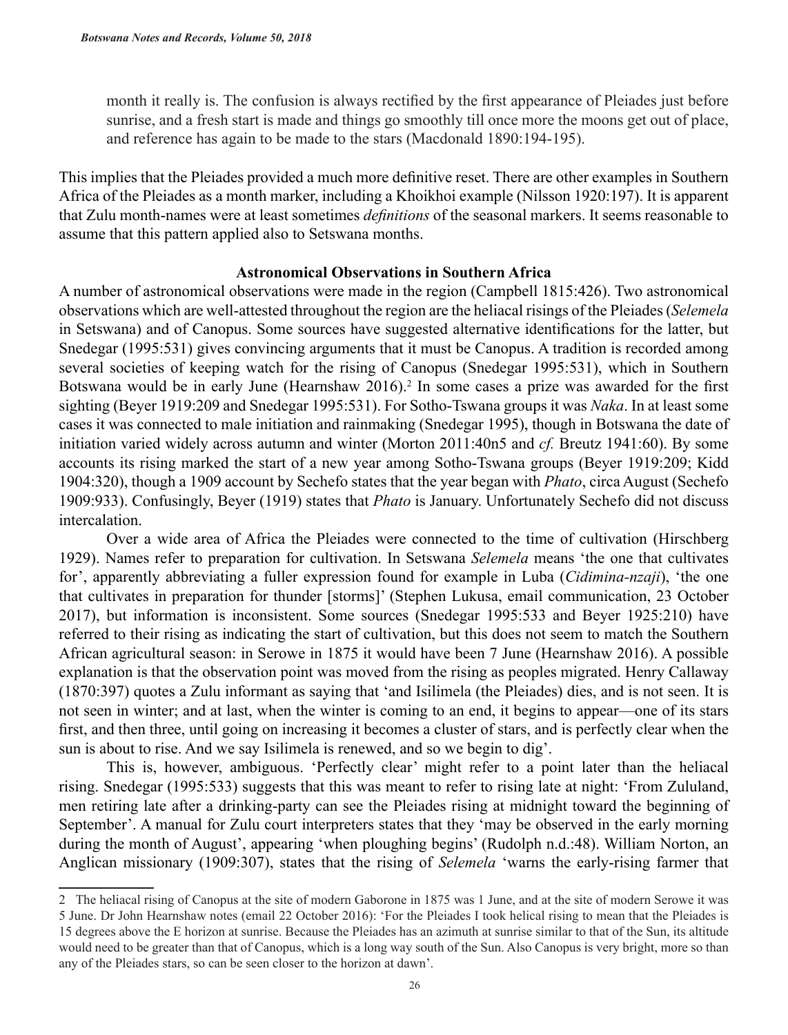month it really is. The confusion is always rectified by the first appearance of Pleiades just before sunrise, and a fresh start is made and things go smoothly till once more the moons get out of place, and reference has again to be made to the stars (Macdonald 1890:194-195).

This implies that the Pleiades provided a much more definitive reset. There are other examples in Southern Africa of the Pleiades as a month marker, including a Khoikhoi example (Nilsson 1920:197). It is apparent that Zulu month-names were at least sometimes *definitions* of the seasonal markers. It seems reasonable to assume that this pattern applied also to Setswana months.

## Astronomical Observations in Southern Africa

A number of astronomical observations were made in the region (Campbell 1815:426). Two astronomical observations which are well-attested throughout the region are the heliacal risings of the Pleiades (*Selemela* in Setswana) and of Canopus. Some sources have suggested alternative identifications for the latter, but Snedegar (1995:531) gives convincing arguments that it must be Canopus. A tradition is recorded among several societies of keeping watch for the rising of Canopus (Snedegar 1995:531), which in Southern Botswana would be in early June (Hearnshaw 2016).[2] In some cases a prize was awarded for the first sighting (Beyer 1919:209 and Snedegar 1995:531). For Sotho-Tswana groups it was *Naka*. In at least some cases it was connected to male initiation and rainmaking (Snedegar 1995), though in Botswana the date of initiation varied widely across autumn and winter (Morton 2011:40n5 and *cf.* Breutz 1941:60). By some accounts its rising marked the start of a new year among Sotho-Tswana groups (Beyer 1919:209; Kidd 1904:320), though a 1909 account by Sechefo states that the year began with *Phato*, circa August (Sechefo 1909:933). Confusingly, Beyer (1919) states that *Phato* is January. Unfortunately Sechefo did not discuss intercalation.

Over a wide area of Africa the Pleiades were connected to the time of cultivation (Hirschberg 1929). Names refer to preparation for cultivation. In Setswana *Selemela* means 'the one that cultivates for', apparently abbreviating a fuller expression found for example in Luba (*Cidimina-nzaji*), 'the one that cultivates in preparation for thunder [storms]' (Stephen Lukusa, email communication, 23 October 2017), but information is inconsistent. Some sources (Snedegar 1995:533 and Beyer 1925:210) have referred to their rising as indicating the start of cultivation, but this does not seem to match the Southern African agricultural season: in Serowe in 1875 it would have been 7 June (Hearnshaw 2016). A possible explanation is that the observation point was moved from the rising as peoples migrated. Henry Callaway (1870:397) quotes a Zulu informant as saying that 'and Isilimela (the Pleiades) dies, and is not seen. It is not seen in winter; and at last, when the winter is coming to an end, it begins to appear—one of its stars first, and then three, until going on increasing it becomes a cluster of stars, and is perfectly clear when the sun is about to rise. And we say Isilimela is renewed, and so we begin to dig'.

This is, however, ambiguous. 'Perfectly clear' might refer to a point later than the heliacal rising. Snedegar (1995:533) suggests that this was meant to refer to rising late at night: 'From Zululand, men retiring late after a drinking-party can see the Pleiades rising at midnight toward the beginning of September'. A manual for Zulu court interpreters states that they 'may be observed in the early morning during the month of August', appearing 'when ploughing begins' (Rudolph n.d.:48). William Norton, an Anglican missionary (1909:307), states that the rising of *Selemela* 'warns the early-rising farmer that

---

2 The heliacal rising of Canopus at the site of modern Gaborone in 1875 was 1 June, and at the site of modern Serowe it was 5 June. Dr John Hearnshaw notes (email 22 October 2016): 'For the Pleiades I took helical rising to mean that the Pleiades is 15 degrees above the E horizon at sunrise. Because the Pleiades has an azimuth at sunrise similar to that of the Sun, its altitude would need to be greater than that of Canopus, which is a long way south of the Sun. Also Canopus is very bright, more so than any of the Pleiades stars, so can be seen closer to the horizon at dawn'.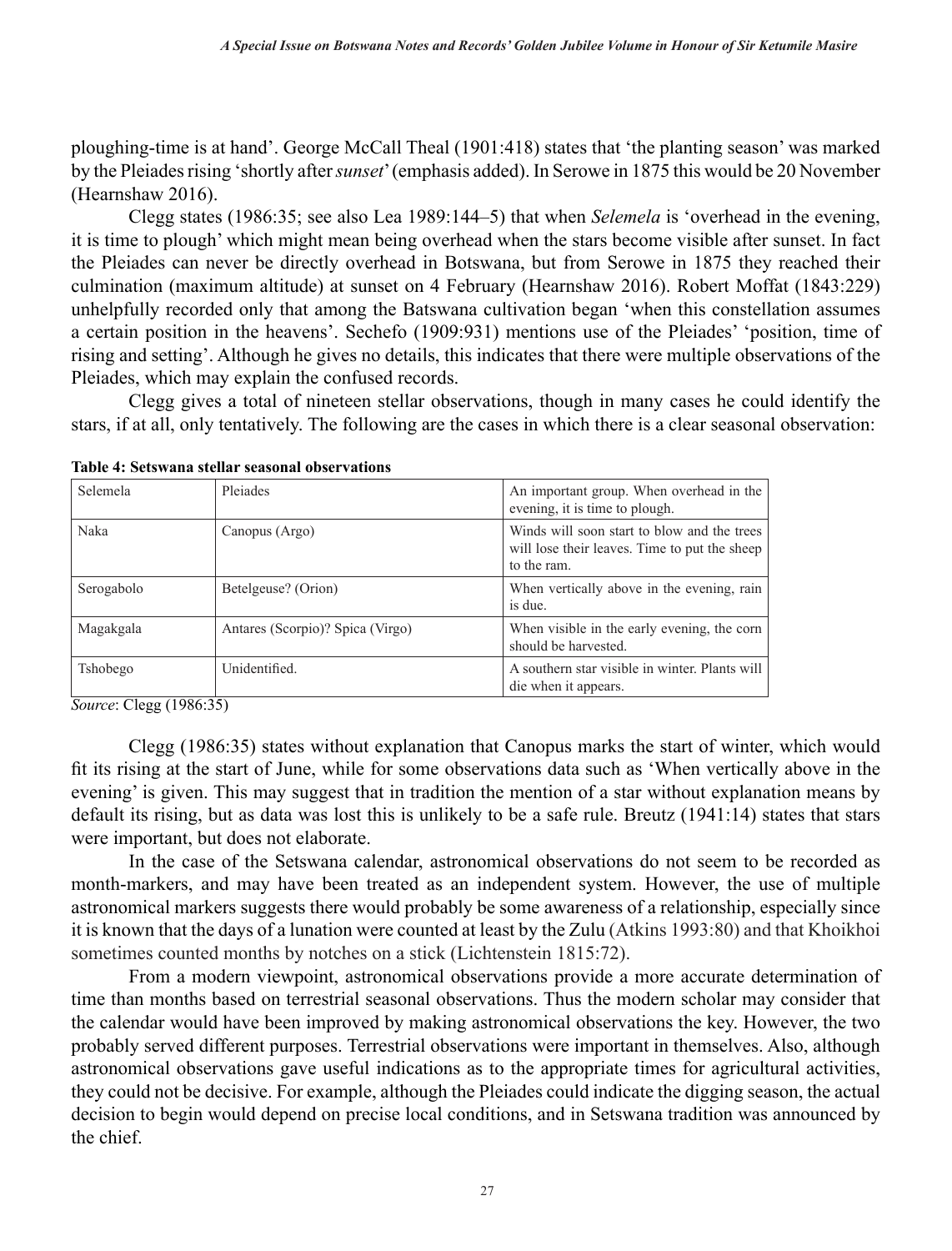ploughing-time is at hand'. George McCall Theal (1901:418) states that 'the planting season' was marked by the Pleiades rising 'shortly after *sunset*' (emphasis added). In Serowe in 1875 this would be 20 November (Hearnshaw 2016).

Clegg states (1986:35; see also Lea 1989:144–5) that when *Selemela* is 'overhead in the evening, it is time to plough' which might mean being overhead when the stars become visible after sunset. In fact the Pleiades can never be directly overhead in Botswana, but from Serowe in 1875 they reached their culmination (maximum altitude) at sunset on 4 February (Hearnshaw 2016). Robert Moffat (1843:229) unhelpfully recorded only that among the Batswana cultivation began 'when this constellation assumes a certain position in the heavens'. Sechefo (1909:931) mentions use of the Pleiades' 'position, time of rising and setting'. Although he gives no details, this indicates that there were multiple observations of the Pleiades, which may explain the confused records.

Clegg gives a total of nineteen stellar observations, though in many cases he could identify the stars, if at all, only tentatively. The following are the cases in which there is a clear seasonal observation:

**Table 4: Setswana stellar seasonal observations**

| | | |
|---|---|---|
| Selemela | Pleiades | An important group. When overhead in the evening, it is time to plough. |
| Naka | Canopus (Argo) | Winds will soon start to blow and the trees will lose their leaves. Time to put the sheep to the ram. |
| Serogabolo | Betelgeuse? (Orion) | When vertically above in the evening, rain is due. |
| Magakgala | Antares (Scorpio)? Spica (Virgo) | When visible in the early evening, the corn should be harvested. |
| Tshobego | Unidentified. | A southern star visible in winter. Plants will die when it appears. |

*Source*: Clegg (1986:35)

Clegg (1986:35) states without explanation that Canopus marks the start of winter, which would fit its rising at the start of June, while for some observations data such as 'When vertically above in the evening' is given. This may suggest that in tradition the mention of a star without explanation means by default its rising, but as data was lost this is unlikely to be a safe rule. Breutz (1941:14) states that stars were important, but does not elaborate.

In the case of the Setswana calendar, astronomical observations do not seem to be recorded as month-markers, and may have been treated as an independent system. However, the use of multiple astronomical markers suggests there would probably be some awareness of a relationship, especially since it is known that the days of a lunation were counted at least by the Zulu (Atkins 1993:80) and that Khoikhoi sometimes counted months by notches on a stick (Lichtenstein 1815:72).

From a modern viewpoint, astronomical observations provide a more accurate determination of time than months based on terrestrial seasonal observations. Thus the modern scholar may consider that the calendar would have been improved by making astronomical observations the key. However, the two probably served different purposes. Terrestrial observations were important in themselves. Also, although astronomical observations gave useful indications as to the appropriate times for agricultural activities, they could not be decisive. For example, although the Pleiades could indicate the digging season, the actual decision to begin would depend on precise local conditions, and in Setswana tradition was announced by the chief.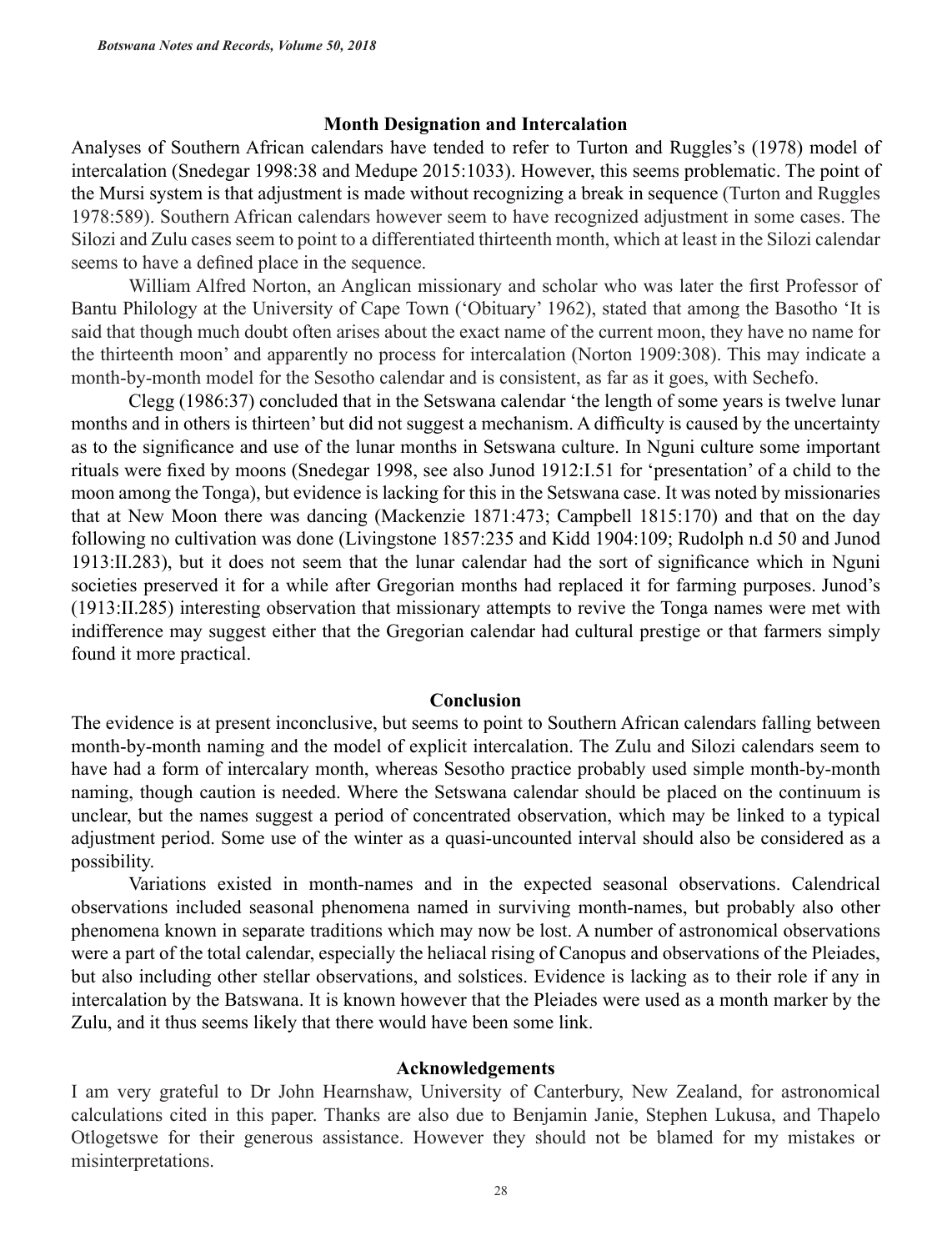## Month Designation and Intercalation

Analyses of Southern African calendars have tended to refer to Turton and Ruggles's (1978) model of intercalation (Snedegar 1998:38 and Medupe 2015:1033). However, this seems problematic. The point of the Mursi system is that adjustment is made without recognizing a break in sequence (Turton and Ruggles 1978:589). Southern African calendars however seem to have recognized adjustment in some cases. The Silozi and Zulu cases seem to point to a differentiated thirteenth month, which at least in the Silozi calendar seems to have a defined place in the sequence.

William Alfred Norton, an Anglican missionary and scholar who was later the first Professor of Bantu Philology at the University of Cape Town ('Obituary' 1962), stated that among the Basotho 'It is said that though much doubt often arises about the exact name of the current moon, they have no name for the thirteenth moon' and apparently no process for intercalation (Norton 1909:308). This may indicate a month-by-month model for the Sesotho calendar and is consistent, as far as it goes, with Sechefo.

Clegg (1986:37) concluded that in the Setswana calendar 'the length of some years is twelve lunar months and in others is thirteen' but did not suggest a mechanism. A difficulty is caused by the uncertainty as to the significance and use of the lunar months in Setswana culture. In Nguni culture some important rituals were fixed by moons (Snedegar 1998, see also Junod 1912:I.51 for 'presentation' of a child to the moon among the Tonga), but evidence is lacking for this in the Setswana case. It was noted by missionaries that at New Moon there was dancing (Mackenzie 1871:473; Campbell 1815:170) and that on the day following no cultivation was done (Livingstone 1857:235 and Kidd 1904:109; Rudolph n.d 50 and Junod 1913:II.283), but it does not seem that the lunar calendar had the sort of significance which in Nguni societies preserved it for a while after Gregorian months had replaced it for farming purposes. Junod's (1913:II.285) interesting observation that missionary attempts to revive the Tonga names were met with indifference may suggest either that the Gregorian calendar had cultural prestige or that farmers simply found it more practical.

## Conclusion

The evidence is at present inconclusive, but seems to point to Southern African calendars falling between month-by-month naming and the model of explicit intercalation. The Zulu and Silozi calendars seem to have had a form of intercalary month, whereas Sesotho practice probably used simple month-by-month naming, though caution is needed. Where the Setswana calendar should be placed on the continuum is unclear, but the names suggest a period of concentrated observation, which may be linked to a typical adjustment period. Some use of the winter as a quasi-uncounted interval should also be considered as a possibility.

Variations existed in month-names and in the expected seasonal observations. Calendrical observations included seasonal phenomena named in surviving month-names, but probably also other phenomena known in separate traditions which may now be lost. A number of astronomical observations were a part of the total calendar, especially the heliacal rising of Canopus and observations of the Pleiades, but also including other stellar observations, and solstices. Evidence is lacking as to their role if any in intercalation by the Batswana. It is known however that the Pleiades were used as a month marker by the Zulu, and it thus seems likely that there would have been some link.

## Acknowledgements

I am very grateful to Dr John Hearnshaw, University of Canterbury, New Zealand, for astronomical calculations cited in this paper. Thanks are also due to Benjamin Janie, Stephen Lukusa, and Thapelo Otlogetswe for their generous assistance. However they should not be blamed for my mistakes or misinterpretations.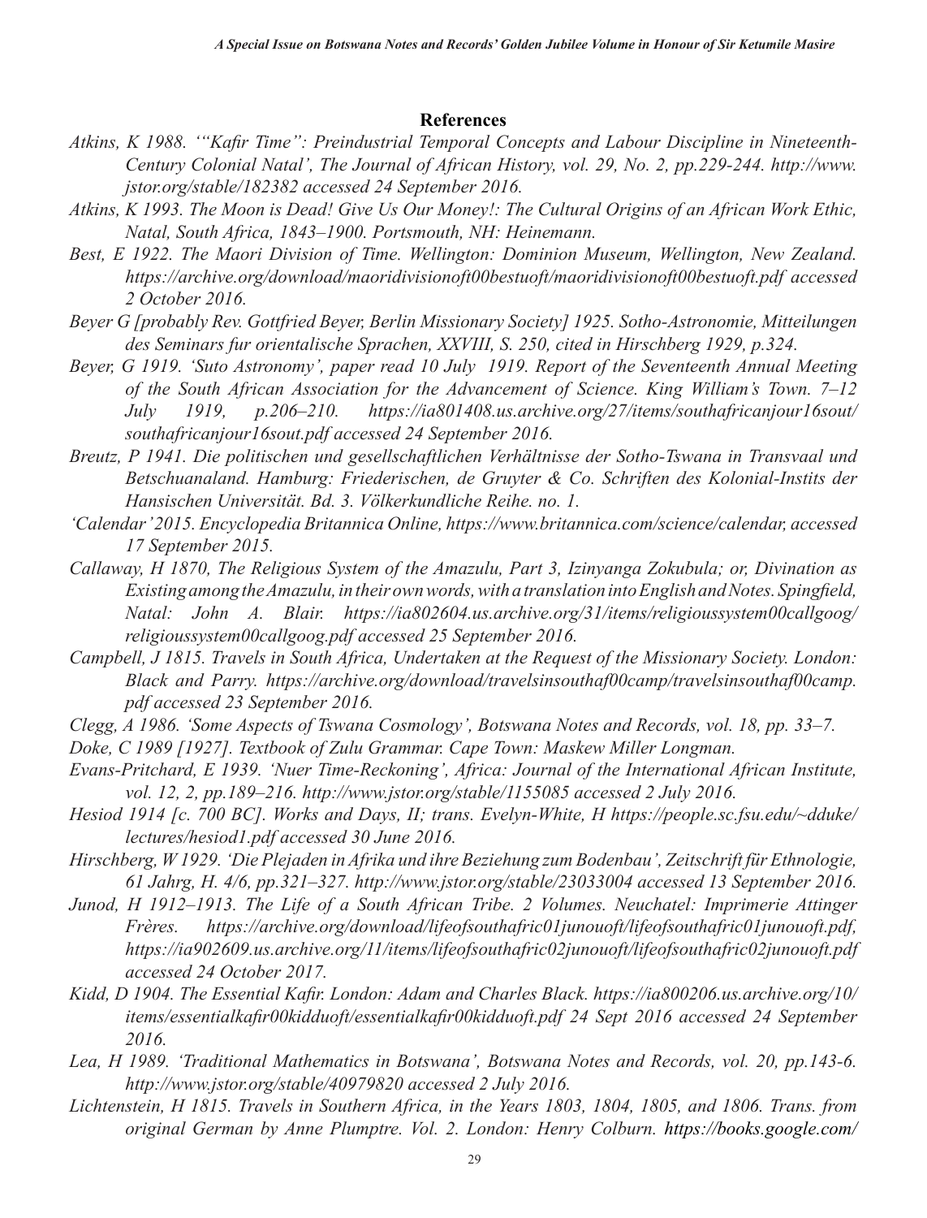## References

*Atkins, K 1988. '"Kafir Time": Preindustrial Temporal Concepts and Labour Discipline in Nineteenth-Century Colonial Natal', The Journal of African History, vol. 29, No. 2, pp.229-244. http://www.jstor.org/stable/182382 accessed 24 September 2016.*

*Atkins, K 1993. The Moon is Dead! Give Us Our Money!: The Cultural Origins of an African Work Ethic, Natal, South Africa, 1843–1900. Portsmouth, NH: Heinemann.*

*Best, E 1922. The Maori Division of Time. Wellington: Dominion Museum, Wellington, New Zealand. https://archive.org/download/maoridivisionoft00bestuoft/maoridivisionoft00bestuoft.pdf accessed 2 October 2016.*

*Beyer G [probably Rev. Gottfried Beyer, Berlin Missionary Society] 1925. Sotho-Astronomie, Mitteilungen des Seminars fur orientalische Sprachen, XXVIII, S. 250, cited in Hirschberg 1929, p.324.*

*Beyer, G 1919. 'Suto Astronomy', paper read 10 July 1919. Report of the Seventeenth Annual Meeting of the South African Association for the Advancement of Science. King William's Town. 7–12 July 1919, p.206–210. https://ia801408.us.archive.org/27/items/southafricanjour16sout/southafricanjour16sout.pdf accessed 24 September 2016.*

*Breutz, P 1941. Die politischen und gesellschaftlichen Verhältnisse der Sotho-Tswana in Transvaal und Betschuanaland. Hamburg: Friederischen, de Gruyter & Co. Schriften des Kolonial-Instits der Hansischen Universität. Bd. 3. Völkerkundliche Reihe. no. 1.*

*'Calendar' 2015. Encyclopedia Britannica Online, https://www.britannica.com/science/calendar, accessed 17 September 2015.*

*Callaway, H 1870, The Religious System of the Amazulu, Part 3, Izinyanga Zokubula; or, Divination as Existing among the Amazulu, in their own words, with a translation into English and Notes. Spingfield, Natal: John A. Blair. https://ia802604.us.archive.org/31/items/religioussystem00callgoog/religioussystem00callgoog.pdf accessed 25 September 2016.*

*Campbell, J 1815. Travels in South Africa, Undertaken at the Request of the Missionary Society. London: Black and Parry. https://archive.org/download/travelsinsouthaf00camp/travelsinsouthaf00camp.pdf accessed 23 September 2016.*

*Clegg, A 1986. 'Some Aspects of Tswana Cosmology', Botswana Notes and Records, vol. 18, pp. 33–7.*

*Doke, C 1989 [1927]. Textbook of Zulu Grammar. Cape Town: Maskew Miller Longman.*

*Evans-Pritchard, E 1939. 'Nuer Time-Reckoning', Africa: Journal of the International African Institute, vol. 12, 2, pp.189–216. http://www.jstor.org/stable/1155085 accessed 2 July 2016.*

*Hesiod 1914 [c. 700 BC]. Works and Days, II; trans. Evelyn-White, H https://people.sc.fsu.edu/~dduke/lectures/hesiod1.pdf accessed 30 June 2016.*

*Hirschberg, W 1929. 'Die Plejaden in Afrika und ihre Beziehung zum Bodenbau', Zeitschrift für Ethnologie, 61 Jahrg, H. 4/6, pp.321–327. http://www.jstor.org/stable/23033004 accessed 13 September 2016.*

*Junod, H 1912–1913. The Life of a South African Tribe. 2 Volumes. Neuchatel: Imprimerie Attinger Frères. https://archive.org/download/lifeofsouthafric01junouoft/lifeofsouthafric01junouoft.pdf, https://ia902609.us.archive.org/11/items/lifeofsouthafric02junouoft/lifeofsouthafric02junouoft.pdf accessed 24 October 2017.*

*Kidd, D 1904. The Essential Kafir. London: Adam and Charles Black. https://ia800206.us.archive.org/10/items/essentialkafir00kidduoft/essentialkafir00kidduoft.pdf 24 Sept 2016 accessed 24 September 2016.*

*Lea, H 1989. 'Traditional Mathematics in Botswana', Botswana Notes and Records, vol. 20, pp.143-6. http://www.jstor.org/stable/40979820 accessed 2 July 2016.*

*Lichtenstein, H 1815. Travels in Southern Africa, in the Years 1803, 1804, 1805, and 1806. Trans. from original German by Anne Plumptre. Vol. 2. London: Henry Colburn. https://books.google.com/*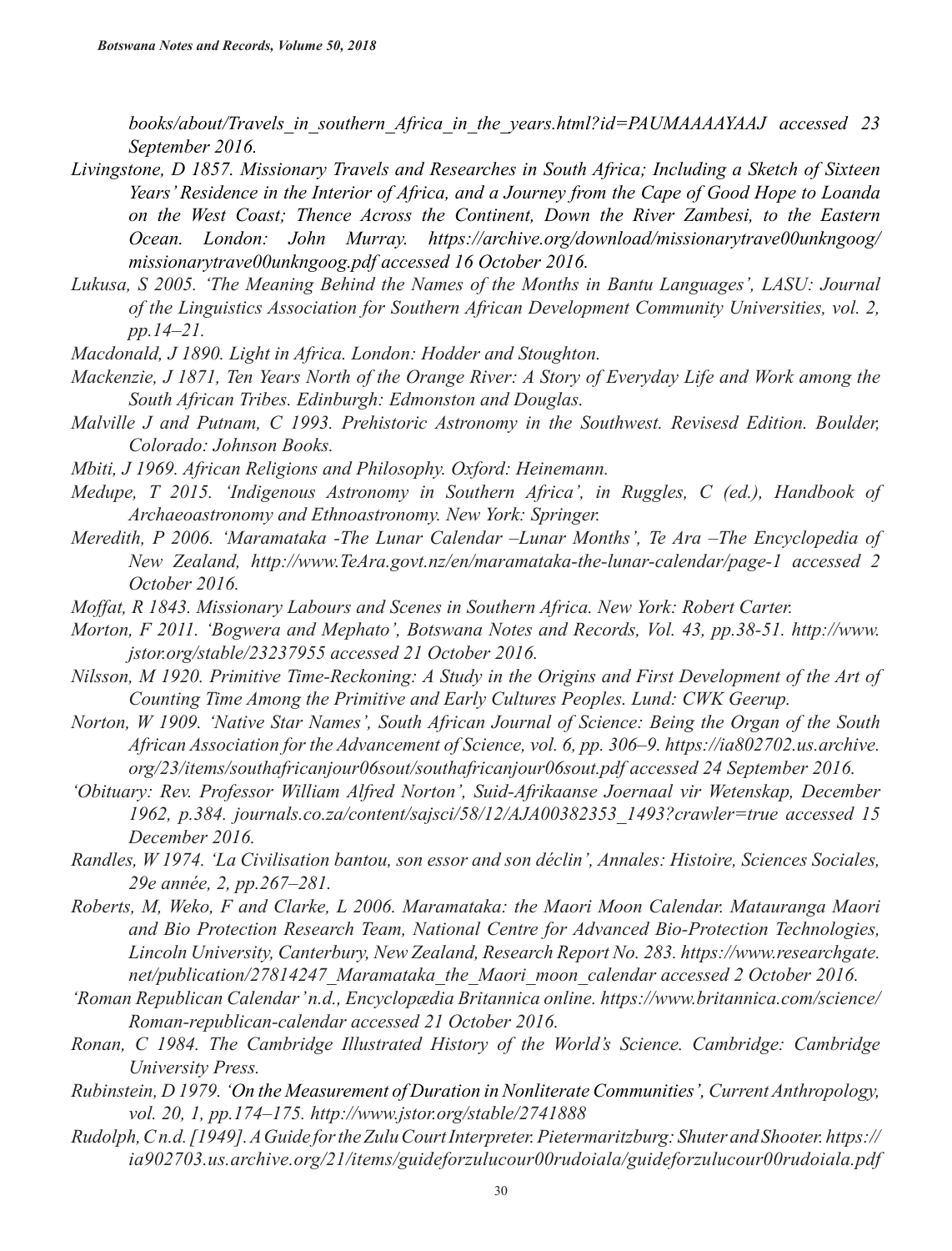*books/about/Travels_in_southern_Africa_in_the_years.html?id=PAUMAAAAYAAJ accessed 23 September 2016.*

*Livingstone, D 1857. Missionary Travels and Researches in South Africa; Including a Sketch of Sixteen Years' Residence in the Interior of Africa, and a Journey from the Cape of Good Hope to Loanda on the West Coast; Thence Across the Continent, Down the River Zambesi, to the Eastern Ocean. London: John Murray. https://archive.org/download/missionarytrave00unkngoog/missionarytrave00unkngoog.pdf accessed 16 October 2016.*

*Lukusa, S 2005. 'The Meaning Behind the Names of the Months in Bantu Languages', LASU: Journal of the Linguistics Association for Southern African Development Community Universities, vol. 2, pp.14–21.*

*Macdonald, J 1890. Light in Africa. London: Hodder and Stoughton.*

*Mackenzie, J 1871, Ten Years North of the Orange River: A Story of Everyday Life and Work among the South African Tribes. Edinburgh: Edmonston and Douglas.*

*Malville J and Putnam, C 1993. Prehistoric Astronomy in the Southwest. Revisesd Edition. Boulder, Colorado: Johnson Books.*

*Mbiti, J 1969. African Religions and Philosophy. Oxford: Heinemann.*

*Medupe, T 2015. 'Indigenous Astronomy in Southern Africa', in Ruggles, C (ed.), Handbook of Archaeoastronomy and Ethnoastronomy. New York: Springer.*

*Meredith, P 2006. 'Maramataka -The Lunar Calendar –Lunar Months', Te Ara –The Encyclopedia of New Zealand, http://www.TeAra.govt.nz/en/maramataka-the-lunar-calendar/page-1 accessed 2 October 2016.*

*Moffat, R 1843. Missionary Labours and Scenes in Southern Africa. New York: Robert Carter.*

*Morton, F 2011. 'Bogwera and Mephato', Botswana Notes and Records, Vol. 43, pp.38-51. http://www.jstor.org/stable/23237955 accessed 21 October 2016.*

*Nilsson, M 1920. Primitive Time-Reckoning: A Study in the Origins and First Development of the Art of Counting Time Among the Primitive and Early Cultures Peoples. Lund: CWK Geerup.*

*Norton, W 1909. 'Native Star Names', South African Journal of Science: Being the Organ of the South African Association for the Advancement of Science, vol. 6, pp. 306–9. https://ia802702.us.archive.org/23/items/southafricanjour06sout/southafricanjour06sout.pdf accessed 24 September 2016.*

*'Obituary: Rev. Professor William Alfred Norton', Suid-Afrikaanse Joernaal vir Wetenskap, December 1962, p.384. journals.co.za/content/sajsci/58/12/AJA00382353_1493?crawler=true accessed 15 December 2016.*

*Randles, W 1974. 'La Civilisation bantou, son essor and son déclin', Annales: Histoire, Sciences Sociales, 29e année, 2, pp.267–281.*

*Roberts, M, Weko, F and Clarke, L 2006. Maramataka: the Maori Moon Calendar. Matauranga Maori and Bio Protection Research Team, National Centre for Advanced Bio-Protection Technologies, Lincoln University, Canterbury, New Zealand, Research Report No. 283. https://www.researchgate.net/publication/27814247_Maramataka_the_Maori_moon_calendar accessed 2 October 2016.*

*'Roman Republican Calendar' n.d., Encyclopædia Britannica online. https://www.britannica.com/science/Roman-republican-calendar accessed 21 October 2016.*

*Ronan, C 1984. The Cambridge Illustrated History of the World's Science. Cambridge: Cambridge University Press.*

*Rubinstein, D 1979. 'On the Measurement of Duration in Nonliterate Communities', Current Anthropology, vol. 20, 1, pp.174–175. http://www.jstor.org/stable/2741888*

*Rudolph, C n.d. [1949]. A Guide for the Zulu Court Interpreter. Pietermaritzburg: Shuter and Shooter. https://ia902703.us.archive.org/21/items/guideforzulucour00rudoiala/guideforzulucour00rudoiala.pdf*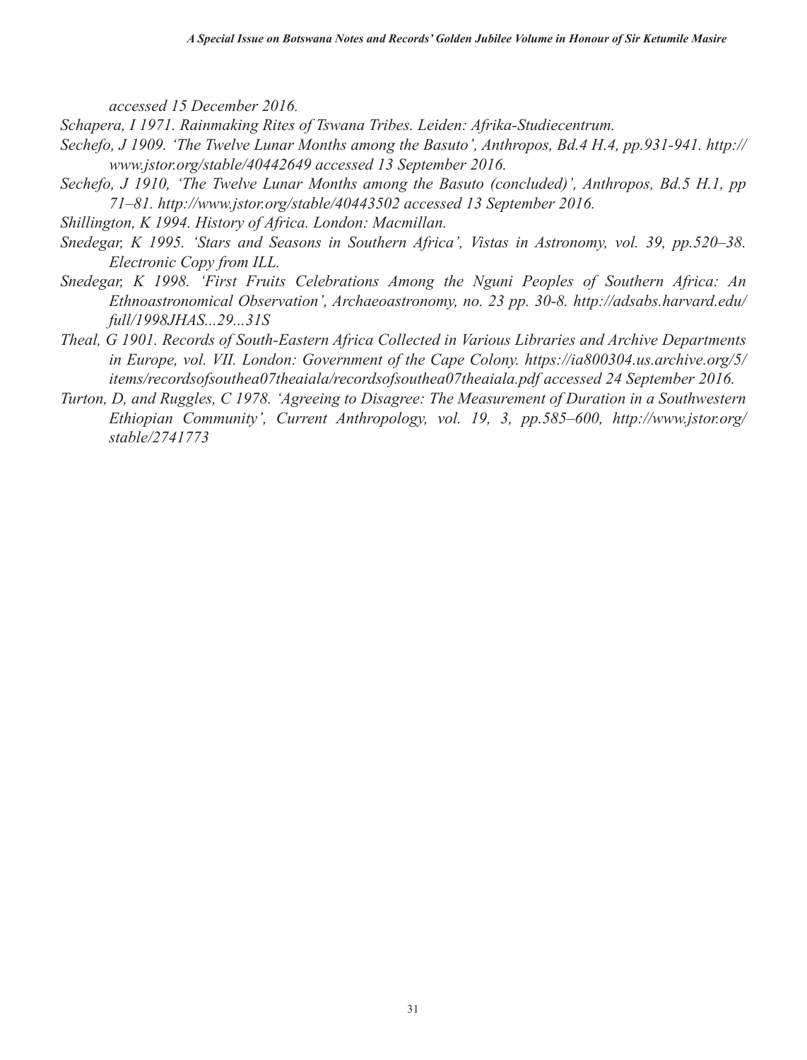*accessed 15 December 2016.*

*Schapera, I 1971. Rainmaking Rites of Tswana Tribes. Leiden: Afrika-Studiecentrum.*

*Sechefo, J 1909. 'The Twelve Lunar Months among the Basuto', Anthropos, Bd.4 H.4, pp.931-941. http://www.jstor.org/stable/40442649 accessed 13 September 2016.*

*Sechefo, J 1910, 'The Twelve Lunar Months among the Basuto (concluded)', Anthropos, Bd.5 H.1, pp 71–81. http://www.jstor.org/stable/40443502 accessed 13 September 2016.*

*Shillington, K 1994. History of Africa. London: Macmillan.*

*Snedegar, K 1995. 'Stars and Seasons in Southern Africa', Vistas in Astronomy, vol. 39, pp.520–38. Electronic Copy from ILL.*

*Snedegar, K 1998. 'First Fruits Celebrations Among the Nguni Peoples of Southern Africa: An Ethnoastronomical Observation', Archaeoastronomy, no. 23 pp. 30-8. http://adsabs.harvard.edu/full/1998JHAS...29...31S*

*Theal, G 1901. Records of South-Eastern Africa Collected in Various Libraries and Archive Departments in Europe, vol. VII. London: Government of the Cape Colony. https://ia800304.us.archive.org/5/items/recordsofsouthea07theaiala/recordsofsouthea07theaiala.pdf accessed 24 September 2016.*

*Turton, D, and Ruggles, C 1978. 'Agreeing to Disagree: The Measurement of Duration in a Southwestern Ethiopian Community', Current Anthropology, vol. 19, 3, pp.585–600, http://www.jstor.org/stable/2741773*